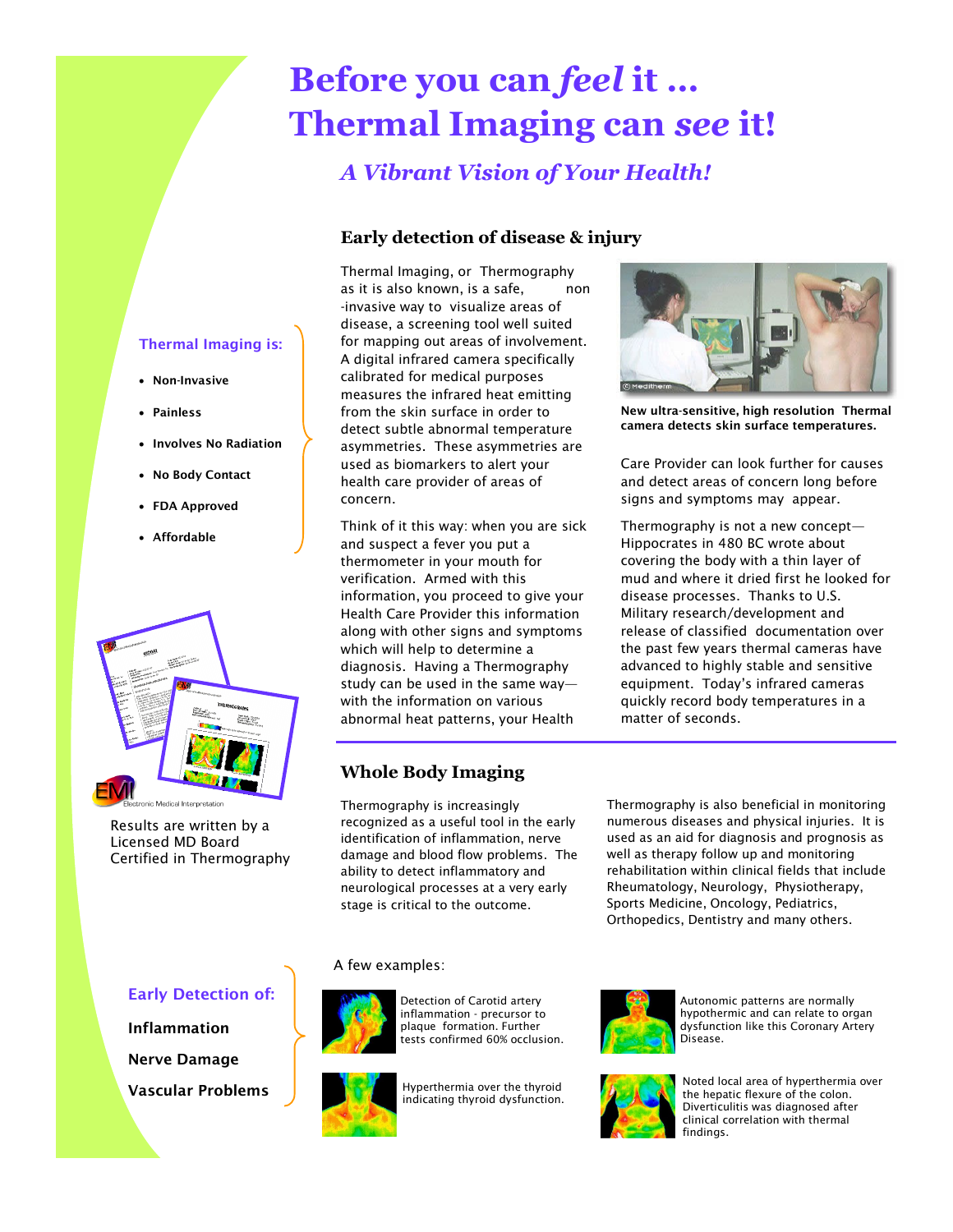# Before you can *feel* it … Thermal Imaging can *see* it!

*A Vibrant Vision of Your Health!*

## Early detection of disease & injury

Thermal Imaging, or Thermography as it is also known, is a safe, non-invasive way to visualize areas of disease, a screening tool well suited for mapping out areas of involvement. A digital infrared camera specifically calibrated for medical purposes measures the infrared heat emitting from the skin surface in order to detect subtle abnormal temperature asymmetries. These asymmetries are used as biomarkers to alert your health care provider of areas of concern.

Think of it this way: when you are sick and suspect a fever you put a thermometer in your mouth for verification. Armed with this information, you proceed to give your Health Care Provider this information along with other signs and symptoms which will help to determine a diagnosis. Having a Thermography study can be used in the same way—with the information on various abnormal heat patterns, your Health Care Provider can look further for causes and detect areas of concern long before signs and symptoms may appear.

**New ultra-sensitive, high resolution Thermal camera detects skin surface temperatures.**

Thermography is not a new concept—Hippocrates in 480 BC wrote about covering the body with a thin layer of mud and where it dried first he looked for disease processes. Thanks to U.S. Military research/development and release of classified documentation over the past few years thermal cameras have advanced to highly stable and sensitive equipment. Today's infrared cameras quickly record body temperatures in a matter of seconds.

### Thermal Imaging is:

- **Non-Invasive**
- **Painless**
- **Involves No Radiation**
- **No Body Contact**
- **FDA Approved**
- **Affordable**

Results are written by a Licensed MD Board Certified in Thermography

## Whole Body Imaging

Thermography is increasingly recognized as a useful tool in the early identification of inflammation, nerve damage and blood flow problems. The ability to detect inflammatory and neurological processes at a very early stage is critical to the outcome.

Thermography is also beneficial in monitoring numerous diseases and physical injuries. It is used as an aid for diagnosis and prognosis as well as therapy follow up and monitoring rehabilitation within clinical fields that include Rheumatology, Neurology, Physiotherapy, Sports Medicine, Oncology, Pediatrics, Orthopedics, Dentistry and many others.

### Early Detection of:

**Inflammation**

**Nerve Damage**

**Vascular Problems**

A few examples:

Detection of Carotid artery inflammation - precursor to plaque formation. Further tests confirmed 60% occlusion.

Autonomic patterns are normally hypothermic and can relate to organ dysfunction like this Coronary Artery Disease.

Hyperthermia over the thyroid indicating thyroid dysfunction.

Noted local area of hyperthermia over the hepatic flexure of the colon. Diverticulitis was diagnosed after clinical correlation with thermal findings.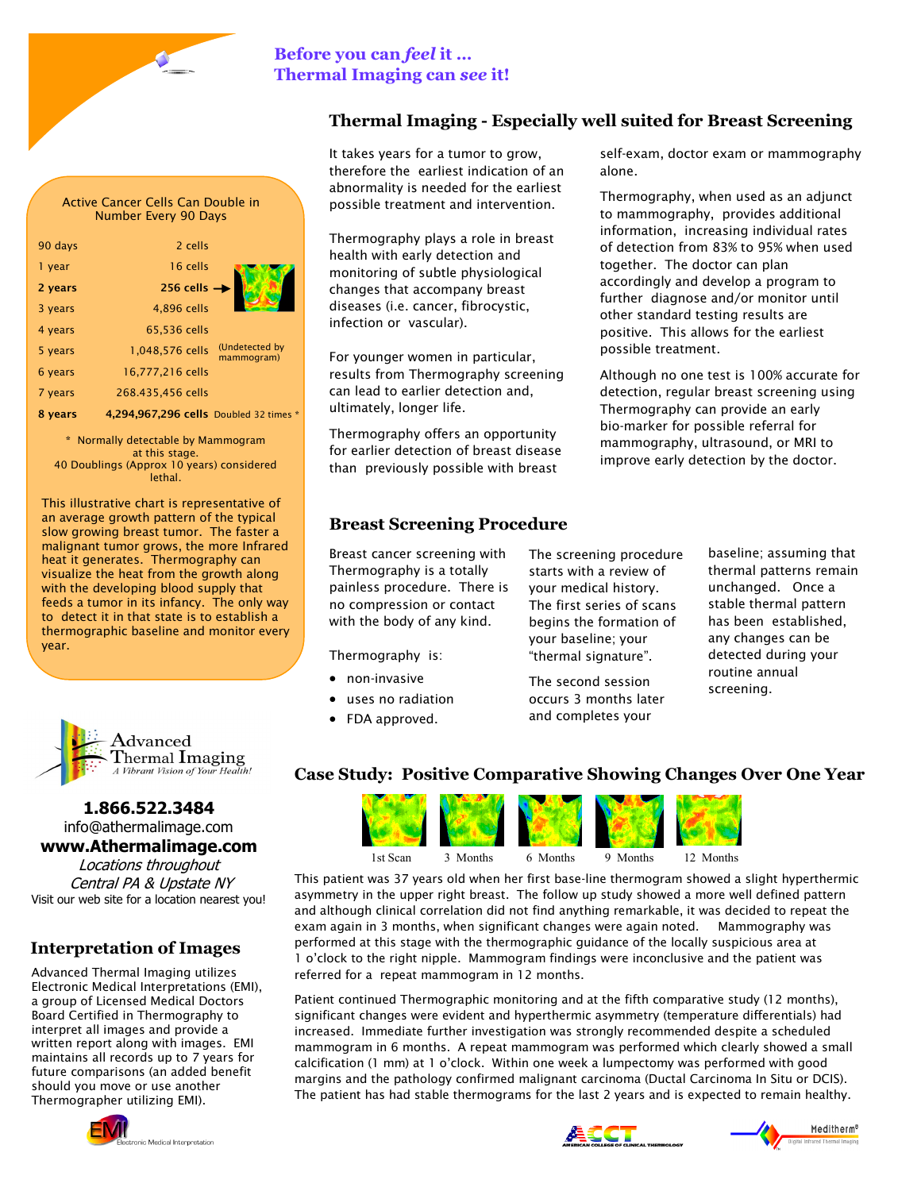**Before you can *feel* it …**
**Thermal Imaging can *see* it!**

Active Cancer Cells Can Double in Number Every 90 Days

| | | |
|---|---|---|
| 90 days | 2 cells | |
| 1 year | 16 cells | |
| **2 years** | **256 cells** → | |
| 3 years | 4,896 cells | |
| 4 years | 65,536 cells | |
| 5 years | 1,048,576 cells | (Undetected by mammogram) |
| 6 years | 16,777,216 cells | |
| 7 years | 268.435,456 cells | |
| **8 years** | **4,294,967,296 cells** | Doubled 32 times * |

\* Normally detectable by Mammogram at this stage.
40 Doublings (Approx 10 years) considered lethal.

This illustrative chart is representative of an average growth pattern of the typical slow growing breast tumor. The faster a malignant tumor grows, the more Infrared heat it generates. Thermography can visualize the heat from the growth along with the developing blood supply that feeds a tumor in its infancy. The only way to detect it in that state is to establish a thermographic baseline and monitor every year.

## Thermal Imaging - Especially well suited for Breast Screening

It takes years for a tumor to grow, therefore the earliest indication of an abnormality is needed for the earliest possible treatment and intervention.

Thermography plays a role in breast health with early detection and monitoring of subtle physiological changes that accompany breast diseases (i.e. cancer, fibrocystic, infection or vascular).

For younger women in particular, results from Thermography screening can lead to earlier detection and, ultimately, longer life.

Thermography offers an opportunity for earlier detection of breast disease than previously possible with breast self-exam, doctor exam or mammography alone.

Thermography, when used as an adjunct to mammography, provides additional information, increasing individual rates of detection from 83% to 95% when used together. The doctor can plan accordingly and develop a program to further diagnose and/or monitor until other standard testing results are positive. This allows for the earliest possible treatment.

Although no one test is 100% accurate for detection, regular breast screening using Thermography can provide an early bio-marker for possible referral for mammography, ultrasound, or MRI to improve early detection by the doctor.

## Breast Screening Procedure

Breast cancer screening with Thermography is a totally painless procedure. There is no compression or contact with the body of any kind.

Thermography is:

- non-invasive
- uses no radiation
- FDA approved.

The screening procedure starts with a review of your medical history. The first series of scans begins the formation of your baseline; your "thermal signature".

The second session occurs 3 months later and completes your baseline; assuming that thermal patterns remain unchanged. Once a stable thermal pattern has been established, any changes can be detected during your routine annual screening.

Advanced Thermal Imaging
*A Vibrant Vision of Your Health!*

**1.866.522.3484**
info@athermalimage.com
**www.Athermalimage.com**
*Locations throughout Central PA & Upstate NY*
Visit our web site for a location nearest you!

## Case Study: Positive Comparative Showing Changes Over One Year

1st Scan | 3 Months | 6 Months | 9 Months | 12 Months

This patient was 37 years old when her first base-line thermogram showed a slight hyperthermic asymmetry in the upper right breast. The follow up study showed a more well defined pattern and although clinical correlation did not find anything remarkable, it was decided to repeat the exam again in 3 months, when significant changes were again noted. Mammography was performed at this stage with the thermographic guidance of the locally suspicious area at 1 o'clock to the right nipple. Mammogram findings were inconclusive and the patient was referred for a repeat mammogram in 12 months.

Patient continued Thermographic monitoring and at the fifth comparative study (12 months), significant changes were evident and hyperthermic asymmetry (temperature differentials) had increased. Immediate further investigation was strongly recommended despite a scheduled mammogram in 6 months. A repeat mammogram was performed which clearly showed a small calcification (1 mm) at 1 o'clock. Within one week a lumpectomy was performed with good margins and the pathology confirmed malignant carcinoma (Ductal Carcinoma In Situ or DCIS). The patient has had stable thermograms for the last 2 years and is expected to remain healthy.

## Interpretation of Images

Advanced Thermal Imaging utilizes Electronic Medical Interpretations (EMI), a group of Licensed Medical Doctors Board Certified in Thermography to interpret all images and provide a written report along with images. EMI maintains all records up to 7 years for future comparisons (an added benefit should you move or use another Thermographer utilizing EMI).

EMI Electronic Medical Interpretation

ACCT American College of Clinical Thermology

Meditherm® Digital Infrared Thermal Imaging